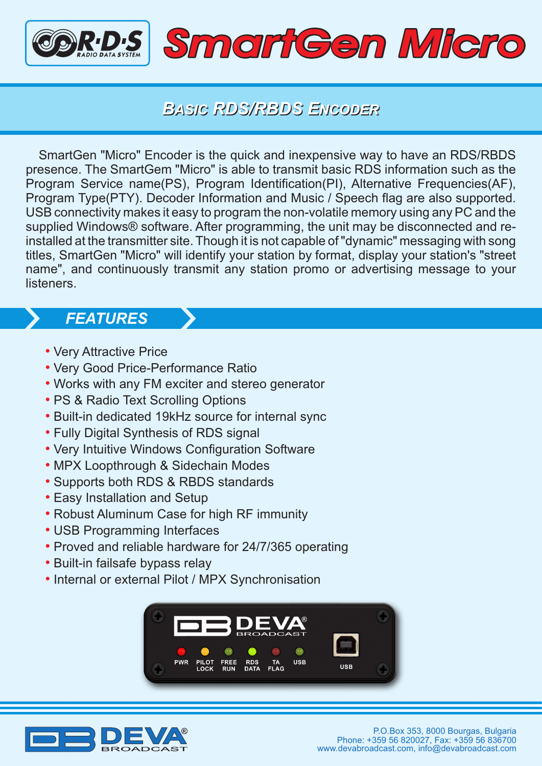# SmartGen Micro

## BASIC RDS/RBDS ENCODER

SmartGen "Micro" Encoder is the quick and inexpensive way to have an RDS/RBDS presence. The SmartGem "Micro" is able to transmit basic RDS information such as the Program Service name(PS), Program Identification(PI), Alternative Frequencies(AF), Program Type(PTY). Decoder Information and Music / Speech flag are also supported. USB connectivity makes it easy to program the non-volatile memory using any PC and the supplied Windows® software. After programming, the unit may be disconnected and re-installed at the transmitter site. Though it is not capable of "dynamic" messaging with song titles, SmartGen "Micro" will identify your station by format, display your station's "street name", and continuously transmit any station promo or advertising message to your listeners.

## FEATURES

- Very Attractive Price
- Very Good Price-Performance Ratio
- Works with any FM exciter and stereo generator
- PS & Radio Text Scrolling Options
- Built-in dedicated 19kHz source for internal sync
- Fully Digital Synthesis of RDS signal
- Very Intuitive Windows Configuration Software
- MPX Loopthrough & Sidechain Modes
- Supports both RDS & RBDS standards
- Easy Installation and Setup
- Robust Aluminum Case for high RF immunity
- USB Programming Interfaces
- Proved and reliable hardware for 24/7/365 operating
- Built-in failsafe bypass relay
- Internal or external Pilot / MPX Synchronisation

P.O.Box 353, 8000 Bourgas, Bulgaria
Phone: +359 56 820027, Fax: +359 56 836700
www.devabroadcast.com, info@devabroadcast.com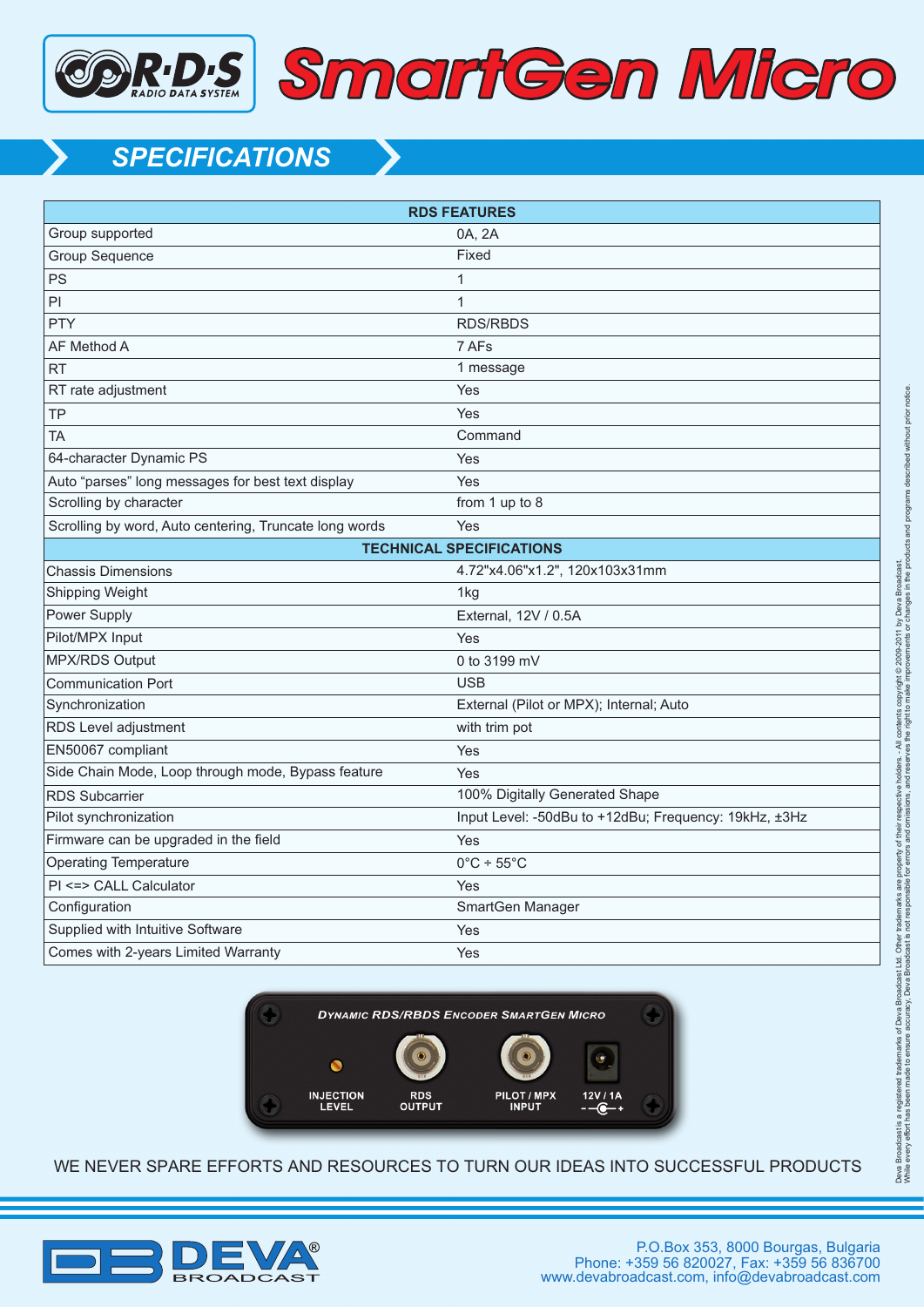# SmartGen Micro

## SPECIFICATIONS

| RDS FEATURES | |
|---|---|
| Group supported | 0A, 2A |
| Group Sequence | Fixed |
| PS | 1 |
| PI | 1 |
| PTY | RDS/RBDS |
| AF Method A | 7 AFs |
| RT | 1 message |
| RT rate adjustment | Yes |
| TP | Yes |
| TA | Command |
| 64-character Dynamic PS | Yes |
| Auto "parses" long messages for best text display | Yes |
| Scrolling by character | from 1 up to 8 |
| Scrolling by word, Auto centering, Truncate long words | Yes |
| **TECHNICAL SPECIFICATIONS** | |
| Chassis Dimensions | 4.72"x4.06"x1.2", 120x103x31mm |
| Shipping Weight | 1kg |
| Power Supply | External, 12V / 0.5A |
| Pilot/MPX Input | Yes |
| MPX/RDS Output | 0 to 3199 mV |
| Communication Port | USB |
| Synchronization | External (Pilot or MPX); Internal; Auto |
| RDS Level adjustment | with trim pot |
| EN50067 compliant | Yes |
| Side Chain Mode, Loop through mode, Bypass feature | Yes |
| RDS Subcarrier | 100% Digitally Generated Shape |
| Pilot synchronization | Input Level: -50dBu to +12dBu; Frequency: 19kHz, ±3Hz |
| Firmware can be upgraded in the field | Yes |
| Operating Temperature | 0°C ÷ 55°C |
| PI <=> CALL Calculator | Yes |
| Configuration | SmartGen Manager |
| Supplied with Intuitive Software | Yes |
| Comes with 2-years Limited Warranty | Yes |

DYNAMIC RDS/RBDS ENCODER SMARTGEN MICRO

INJECTION LEVEL | RDS OUTPUT | PILOT / MPX INPUT | 12V / 1A

WE NEVER SPARE EFFORTS AND RESOURCES TO TURN OUR IDEAS INTO SUCCESSFUL PRODUCTS

Deva Broadcast is a registered trademarks of Deva Broadcast Ltd. Other trademarks are property of their respective holders. - All contents copyright © 2009-2011 by Deva Broadcast.
While every effort has been made to ensure accuracy, Deva Broadcast is not responsible for errors and omissions, and reserves the right to make improvements or changes in the products and programs described without prior notice.

DEVA BROADCAST

P.O.Box 353, 8000 Bourgas, Bulgaria
Phone: +359 56 820027, Fax: +359 56 836700
www.devabroadcast.com, info@devabroadcast.com